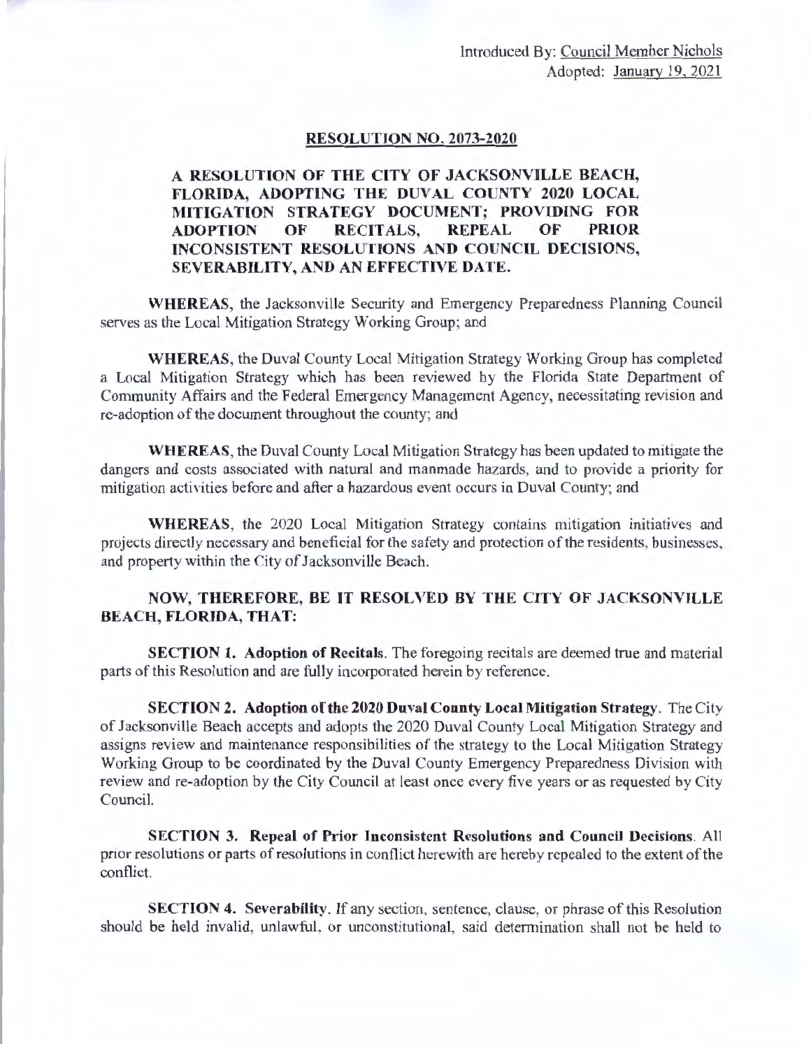Introduced By: Council Member Nichols
Adopted: January 19, 2021

## RESOLUTION NO. 2073-2020

**A RESOLUTION OF THE CITY OF JACKSONVILLE BEACH, FLORIDA, ADOPTING THE DUVAL COUNTY 2020 LOCAL MITIGATION STRATEGY DOCUMENT; PROVIDING FOR ADOPTION OF RECITALS, REPEAL OF PRIOR INCONSISTENT RESOLUTIONS AND COUNCIL DECISIONS, SEVERABILITY, AND AN EFFECTIVE DATE.**

**WHEREAS**, the Jacksonville Security and Emergency Preparedness Planning Council serves as the Local Mitigation Strategy Working Group; and

**WHEREAS**, the Duval County Local Mitigation Strategy Working Group has completed a Local Mitigation Strategy which has been reviewed by the Florida State Department of Community Affairs and the Federal Emergency Management Agency, necessitating revision and re-adoption of the document throughout the county; and

**WHEREAS**, the Duval County Local Mitigation Strategy has been updated to mitigate the dangers and costs associated with natural and manmade hazards, and to provide a priority for mitigation activities before and after a hazardous event occurs in Duval County; and

**WHEREAS**, the 2020 Local Mitigation Strategy contains mitigation initiatives and projects directly necessary and beneficial for the safety and protection of the residents, businesses, and property within the City of Jacksonville Beach.

**NOW, THEREFORE, BE IT RESOLVED BY THE CITY OF JACKSONVILLE BEACH, FLORIDA, THAT:**

**SECTION 1. Adoption of Recitals.** The foregoing recitals are deemed true and material parts of this Resolution and are fully incorporated herein by reference.

**SECTION 2. Adoption of the 2020 Duval County Local Mitigation Strategy.** The City of Jacksonville Beach accepts and adopts the 2020 Duval County Local Mitigation Strategy and assigns review and maintenance responsibilities of the strategy to the Local Mitigation Strategy Working Group to be coordinated by the Duval County Emergency Preparedness Division with review and re-adoption by the City Council at least once every five years or as requested by City Council.

**SECTION 3. Repeal of Prior Inconsistent Resolutions and Council Decisions.** All prior resolutions or parts of resolutions in conflict herewith are hereby repealed to the extent of the conflict.

**SECTION 4. Severability.** If any section, sentence, clause, or phrase of this Resolution should be held invalid, unlawful, or unconstitutional, said determination shall not be held to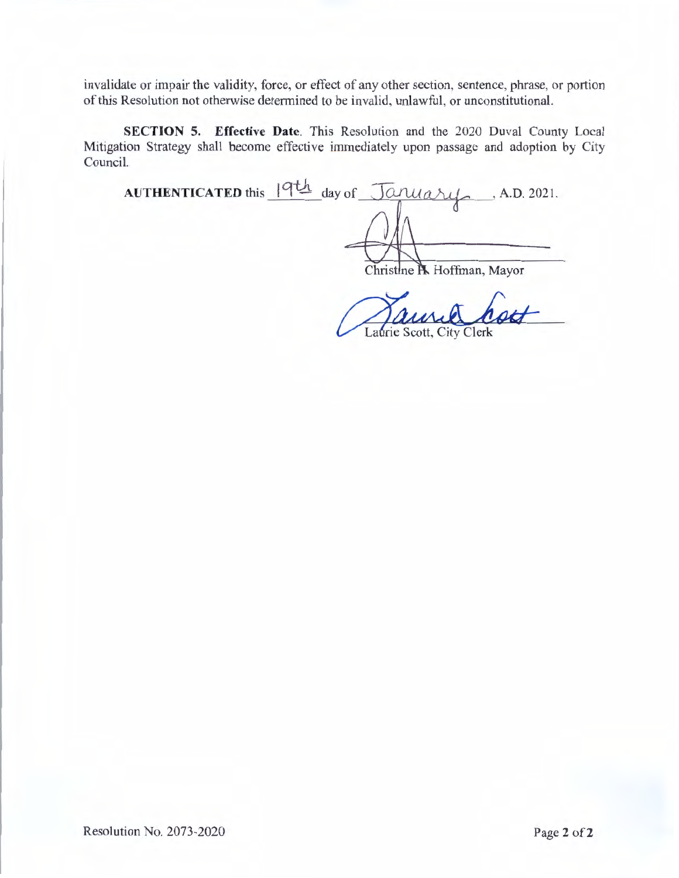invalidate or impair the validity, force, or effect of any other section, sentence, phrase, or portion of this Resolution not otherwise determined to be invalid, unlawful, or unconstitutional.

**SECTION 5. Effective Date**. This Resolution and the 2020 Duval County Local Mitigation Strategy shall become effective immediately upon passage and adoption by City Council.

**AUTHENTICATED** this 19th day of January, A.D. 2021.

Christine R. Hoffman, Mayor

Laurie Scott, City Clerk

Resolution No. 2073-2020